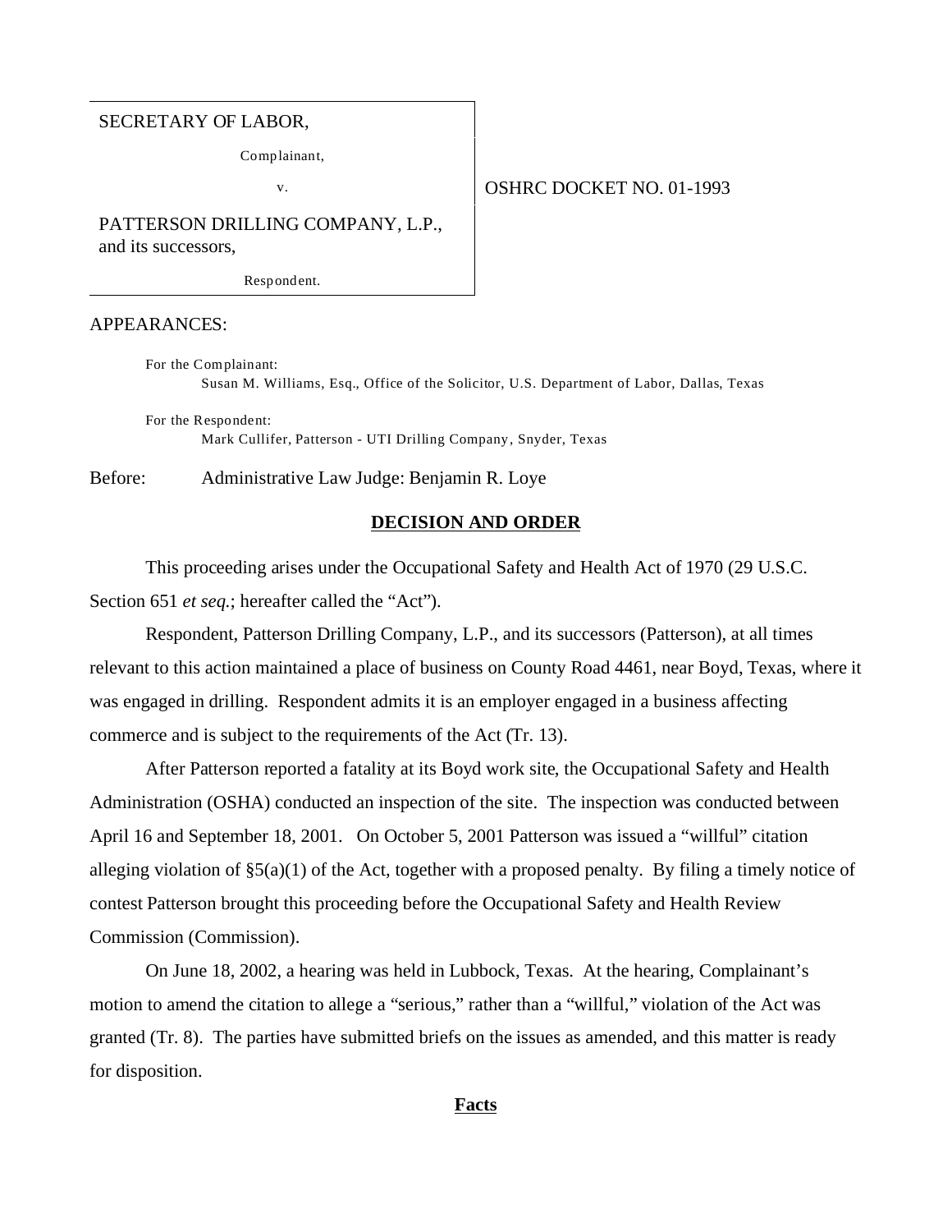SECRETARY OF LABOR,

Complainant,

v.

PATTERSON DRILLING COMPANY, L.P., and its successors,

Respondent.

OSHRC DOCKET NO. 01-1993

APPEARANCES:

For the Complainant:
Susan M. Williams, Esq., Office of the Solicitor, U.S. Department of Labor, Dallas, Texas

For the Respondent:
Mark Cullifer, Patterson - UTI Drilling Company, Snyder, Texas

Before: Administrative Law Judge: Benjamin R. Loye

## DECISION AND ORDER

This proceeding arises under the Occupational Safety and Health Act of 1970 (29 U.S.C. Section 651 *et seq.*; hereafter called the "Act").

Respondent, Patterson Drilling Company, L.P., and its successors (Patterson), at all times relevant to this action maintained a place of business on County Road 4461, near Boyd, Texas, where it was engaged in drilling. Respondent admits it is an employer engaged in a business affecting commerce and is subject to the requirements of the Act (Tr. 13).

After Patterson reported a fatality at its Boyd work site, the Occupational Safety and Health Administration (OSHA) conducted an inspection of the site. The inspection was conducted between April 16 and September 18, 2001. On October 5, 2001 Patterson was issued a "willful" citation alleging violation of §5(a)(1) of the Act, together with a proposed penalty. By filing a timely notice of contest Patterson brought this proceeding before the Occupational Safety and Health Review Commission (Commission).

On June 18, 2002, a hearing was held in Lubbock, Texas. At the hearing, Complainant's motion to amend the citation to allege a "serious," rather than a "willful," violation of the Act was granted (Tr. 8). The parties have submitted briefs on the issues as amended, and this matter is ready for disposition.

## Facts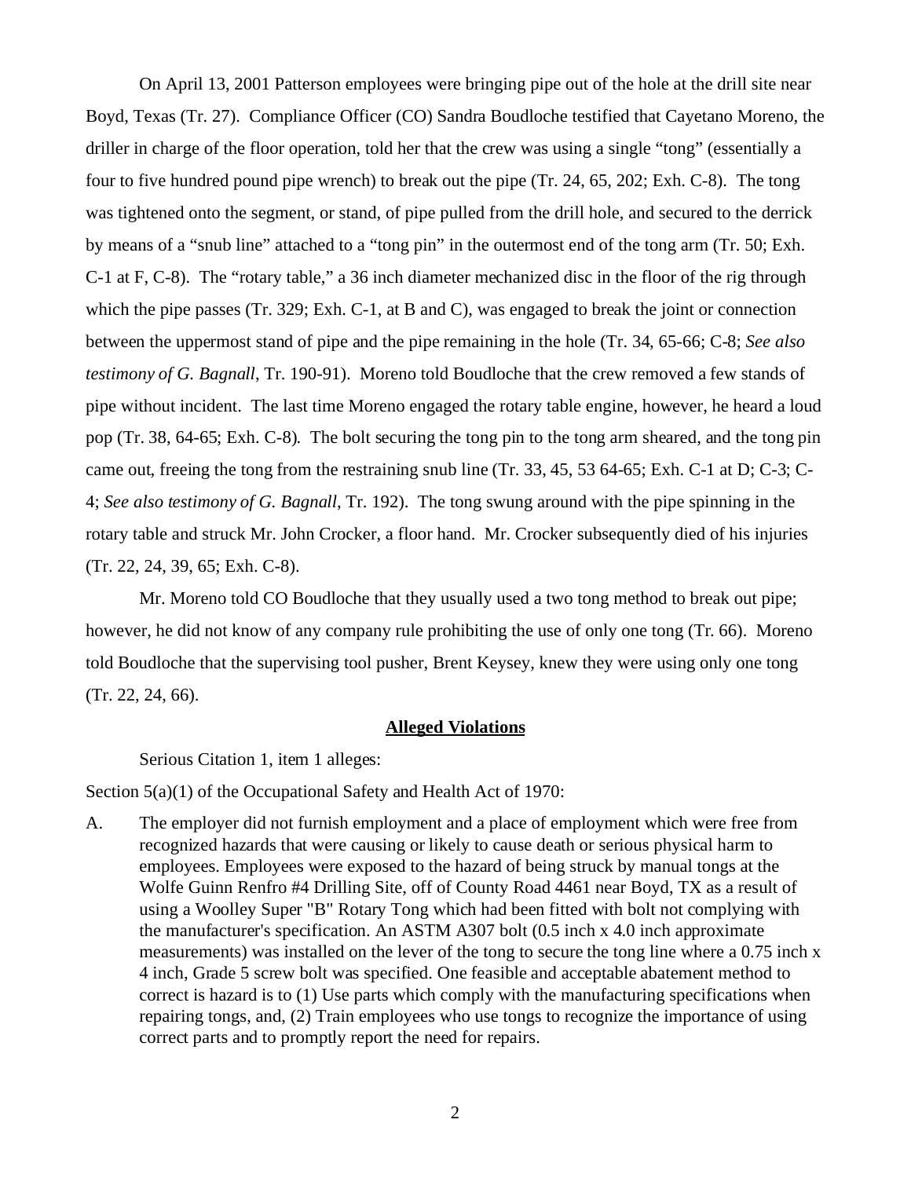On April 13, 2001 Patterson employees were bringing pipe out of the hole at the drill site near Boyd, Texas (Tr. 27). Compliance Officer (CO) Sandra Boudloche testified that Cayetano Moreno, the driller in charge of the floor operation, told her that the crew was using a single "tong" (essentially a four to five hundred pound pipe wrench) to break out the pipe (Tr. 24, 65, 202; Exh. C-8). The tong was tightened onto the segment, or stand, of pipe pulled from the drill hole, and secured to the derrick by means of a "snub line" attached to a "tong pin" in the outermost end of the tong arm (Tr. 50; Exh. C-1 at F, C-8). The "rotary table," a 36 inch diameter mechanized disc in the floor of the rig through which the pipe passes (Tr. 329; Exh. C-1, at B and C), was engaged to break the joint or connection between the uppermost stand of pipe and the pipe remaining in the hole (Tr. 34, 65-66; C-8; *See also testimony of G. Bagnall*, Tr. 190-91). Moreno told Boudloche that the crew removed a few stands of pipe without incident. The last time Moreno engaged the rotary table engine, however, he heard a loud pop (Tr. 38, 64-65; Exh. C-8). The bolt securing the tong pin to the tong arm sheared, and the tong pin came out, freeing the tong from the restraining snub line (Tr. 33, 45, 53 64-65; Exh. C-1 at D; C-3; C-4; *See also testimony of G. Bagnall*, Tr. 192). The tong swung around with the pipe spinning in the rotary table and struck Mr. John Crocker, a floor hand. Mr. Crocker subsequently died of his injuries (Tr. 22, 24, 39, 65; Exh. C-8).

Mr. Moreno told CO Boudloche that they usually used a two tong method to break out pipe; however, he did not know of any company rule prohibiting the use of only one tong (Tr. 66). Moreno told Boudloche that the supervising tool pusher, Brent Keysey, knew they were using only one tong (Tr. 22, 24, 66).

## **Alleged Violations**

Serious Citation 1, item 1 alleges:

Section 5(a)(1) of the Occupational Safety and Health Act of 1970:

A. The employer did not furnish employment and a place of employment which were free from recognized hazards that were causing or likely to cause death or serious physical harm to employees. Employees were exposed to the hazard of being struck by manual tongs at the Wolfe Guinn Renfro #4 Drilling Site, off of County Road 4461 near Boyd, TX as a result of using a Woolley Super "B" Rotary Tong which had been fitted with bolt not complying with the manufacturer's specification. An ASTM A307 bolt (0.5 inch x 4.0 inch approximate measurements) was installed on the lever of the tong to secure the tong line where a 0.75 inch x 4 inch, Grade 5 screw bolt was specified. One feasible and acceptable abatement method to correct is hazard is to (1) Use parts which comply with the manufacturing specifications when repairing tongs, and, (2) Train employees who use tongs to recognize the importance of using correct parts and to promptly report the need for repairs.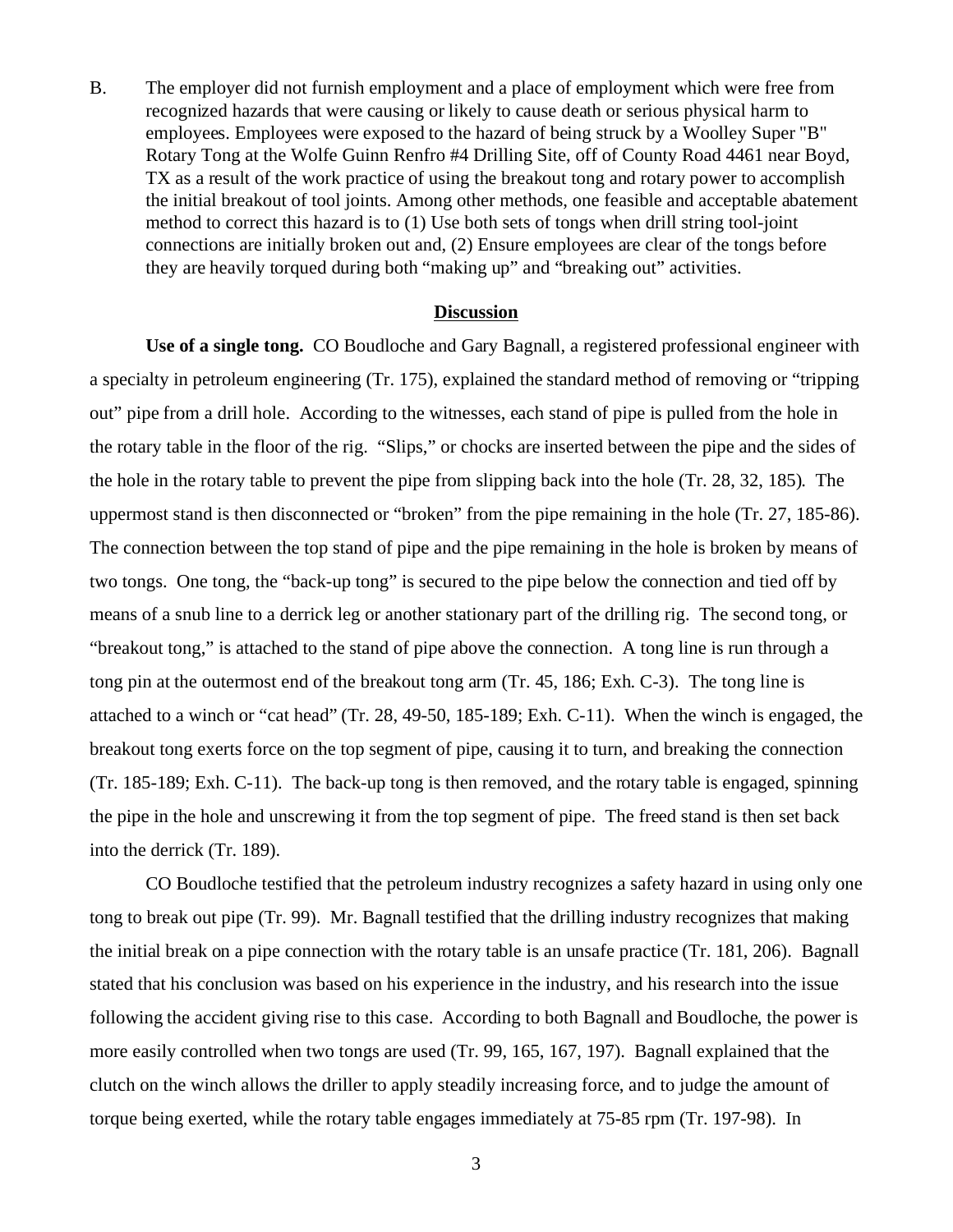B. The employer did not furnish employment and a place of employment which were free from recognized hazards that were causing or likely to cause death or serious physical harm to employees. Employees were exposed to the hazard of being struck by a Woolley Super "B" Rotary Tong at the Wolfe Guinn Renfro #4 Drilling Site, off of County Road 4461 near Boyd, TX as a result of the work practice of using the breakout tong and rotary power to accomplish the initial breakout of tool joints. Among other methods, one feasible and acceptable abatement method to correct this hazard is to (1) Use both sets of tongs when drill string tool-joint connections are initially broken out and, (2) Ensure employees are clear of the tongs before they are heavily torqued during both "making up" and "breaking out" activities.

## Discussion

**Use of a single tong.** CO Boudloche and Gary Bagnall, a registered professional engineer with a specialty in petroleum engineering (Tr. 175), explained the standard method of removing or "tripping out" pipe from a drill hole. According to the witnesses, each stand of pipe is pulled from the hole in the rotary table in the floor of the rig. "Slips," or chocks are inserted between the pipe and the sides of the hole in the rotary table to prevent the pipe from slipping back into the hole (Tr. 28, 32, 185). The uppermost stand is then disconnected or "broken" from the pipe remaining in the hole (Tr. 27, 185-86). The connection between the top stand of pipe and the pipe remaining in the hole is broken by means of two tongs. One tong, the "back-up tong" is secured to the pipe below the connection and tied off by means of a snub line to a derrick leg or another stationary part of the drilling rig. The second tong, or "breakout tong," is attached to the stand of pipe above the connection. A tong line is run through a tong pin at the outermost end of the breakout tong arm (Tr. 45, 186; Exh. C-3). The tong line is attached to a winch or "cat head" (Tr. 28, 49-50, 185-189; Exh. C-11). When the winch is engaged, the breakout tong exerts force on the top segment of pipe, causing it to turn, and breaking the connection (Tr. 185-189; Exh. C-11). The back-up tong is then removed, and the rotary table is engaged, spinning the pipe in the hole and unscrewing it from the top segment of pipe. The freed stand is then set back into the derrick (Tr. 189).

CO Boudloche testified that the petroleum industry recognizes a safety hazard in using only one tong to break out pipe (Tr. 99). Mr. Bagnall testified that the drilling industry recognizes that making the initial break on a pipe connection with the rotary table is an unsafe practice (Tr. 181, 206). Bagnall stated that his conclusion was based on his experience in the industry, and his research into the issue following the accident giving rise to this case. According to both Bagnall and Boudloche, the power is more easily controlled when two tongs are used (Tr. 99, 165, 167, 197). Bagnall explained that the clutch on the winch allows the driller to apply steadily increasing force, and to judge the amount of torque being exerted, while the rotary table engages immediately at 75-85 rpm (Tr. 197-98). In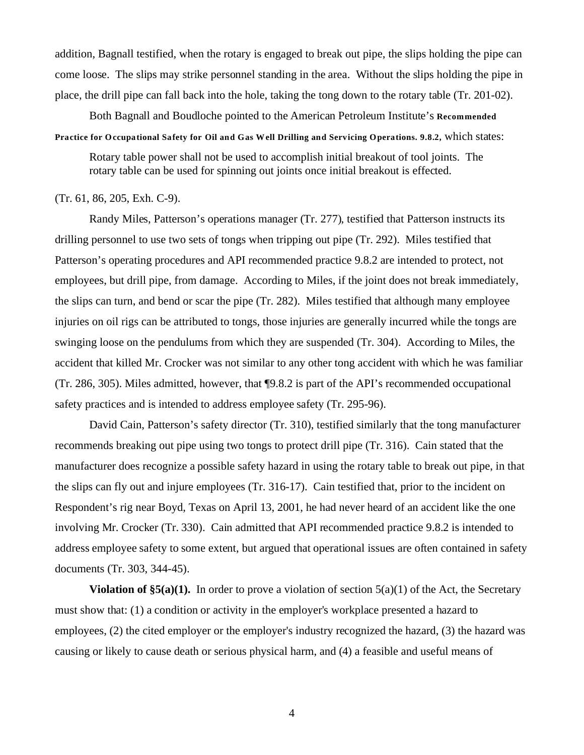addition, Bagnall testified, when the rotary is engaged to break out pipe, the slips holding the pipe can come loose. The slips may strike personnel standing in the area. Without the slips holding the pipe in place, the drill pipe can fall back into the hole, taking the tong down to the rotary table (Tr. 201-02).

Both Bagnall and Boudloche pointed to the American Petroleum Institute's **Recommended Practice for Occupational Safety for Oil and Gas Well Drilling and Servicing Operations. 9.8.2,** which states:

> Rotary table power shall not be used to accomplish initial breakout of tool joints. The rotary table can be used for spinning out joints once initial breakout is effected.

(Tr. 61, 86, 205, Exh. C-9).

Randy Miles, Patterson's operations manager (Tr. 277), testified that Patterson instructs its drilling personnel to use two sets of tongs when tripping out pipe (Tr. 292). Miles testified that Patterson's operating procedures and API recommended practice 9.8.2 are intended to protect, not employees, but drill pipe, from damage. According to Miles, if the joint does not break immediately, the slips can turn, and bend or scar the pipe (Tr. 282). Miles testified that although many employee injuries on oil rigs can be attributed to tongs, those injuries are generally incurred while the tongs are swinging loose on the pendulums from which they are suspended (Tr. 304). According to Miles, the accident that killed Mr. Crocker was not similar to any other tong accident with which he was familiar (Tr. 286, 305). Miles admitted, however, that ¶9.8.2 is part of the API's recommended occupational safety practices and is intended to address employee safety (Tr. 295-96).

David Cain, Patterson's safety director (Tr. 310), testified similarly that the tong manufacturer recommends breaking out pipe using two tongs to protect drill pipe (Tr. 316). Cain stated that the manufacturer does recognize a possible safety hazard in using the rotary table to break out pipe, in that the slips can fly out and injure employees (Tr. 316-17). Cain testified that, prior to the incident on Respondent's rig near Boyd, Texas on April 13, 2001, he had never heard of an accident like the one involving Mr. Crocker (Tr. 330). Cain admitted that API recommended practice 9.8.2 is intended to address employee safety to some extent, but argued that operational issues are often contained in safety documents (Tr. 303, 344-45).

**Violation of §5(a)(1).** In order to prove a violation of section 5(a)(1) of the Act, the Secretary must show that: (1) a condition or activity in the employer's workplace presented a hazard to employees, (2) the cited employer or the employer's industry recognized the hazard, (3) the hazard was causing or likely to cause death or serious physical harm, and (4) a feasible and useful means of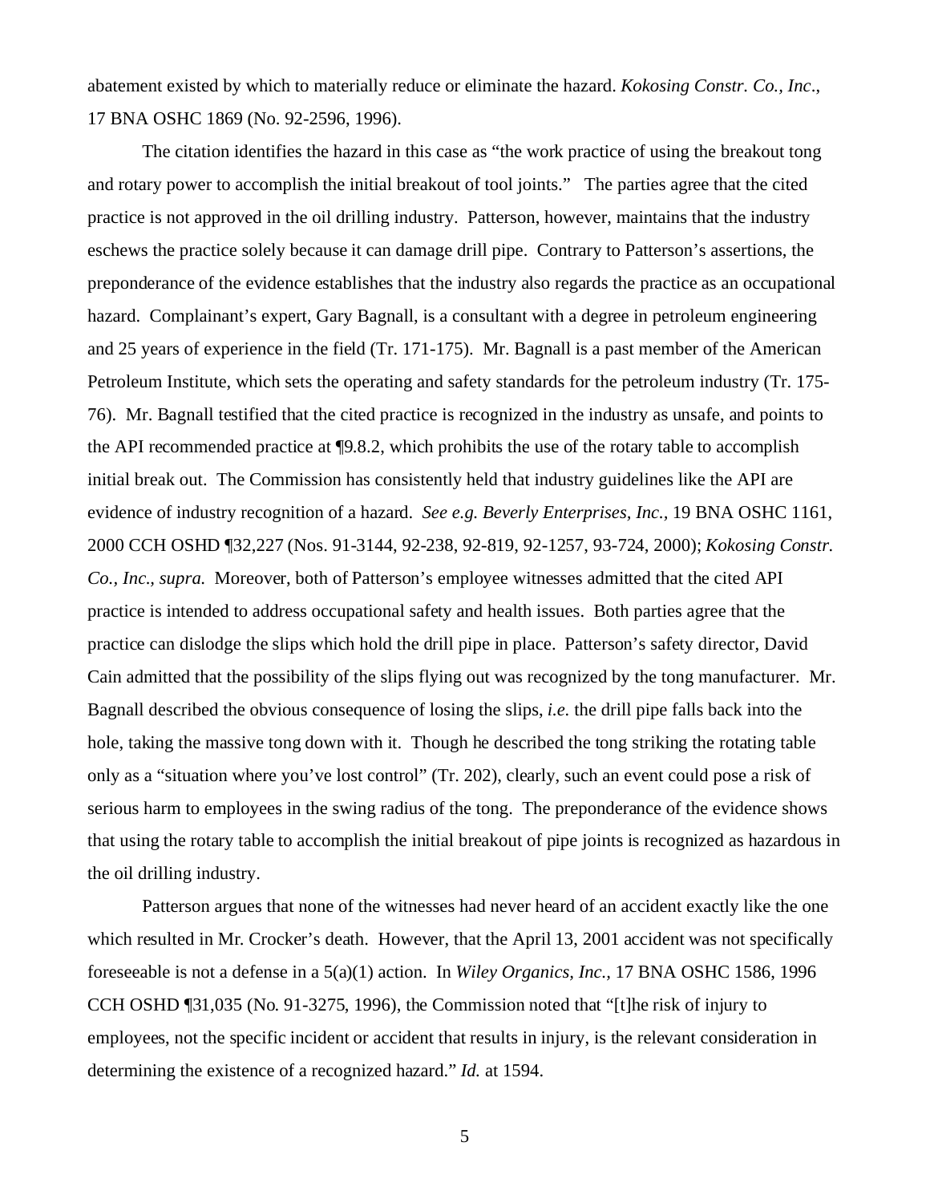abatement existed by which to materially reduce or eliminate the hazard. *Kokosing Constr. Co., Inc*., 17 BNA OSHC 1869 (No. 92-2596, 1996).

The citation identifies the hazard in this case as "the work practice of using the breakout tong and rotary power to accomplish the initial breakout of tool joints." The parties agree that the cited practice is not approved in the oil drilling industry. Patterson, however, maintains that the industry eschews the practice solely because it can damage drill pipe. Contrary to Patterson's assertions, the preponderance of the evidence establishes that the industry also regards the practice as an occupational hazard. Complainant's expert, Gary Bagnall, is a consultant with a degree in petroleum engineering and 25 years of experience in the field (Tr. 171-175). Mr. Bagnall is a past member of the American Petroleum Institute, which sets the operating and safety standards for the petroleum industry (Tr. 175-76). Mr. Bagnall testified that the cited practice is recognized in the industry as unsafe, and points to the API recommended practice at ¶9.8.2, which prohibits the use of the rotary table to accomplish initial break out. The Commission has consistently held that industry guidelines like the API are evidence of industry recognition of a hazard. *See e.g. Beverly Enterprises, Inc.*, 19 BNA OSHC 1161, 2000 CCH OSHD ¶32,227 (Nos. 91-3144, 92-238, 92-819, 92-1257, 93-724, 2000); *Kokosing Constr. Co., Inc., supra.* Moreover, both of Patterson's employee witnesses admitted that the cited API practice is intended to address occupational safety and health issues. Both parties agree that the practice can dislodge the slips which hold the drill pipe in place. Patterson's safety director, David Cain admitted that the possibility of the slips flying out was recognized by the tong manufacturer. Mr. Bagnall described the obvious consequence of losing the slips, *i.e.* the drill pipe falls back into the hole, taking the massive tong down with it. Though he described the tong striking the rotating table only as a "situation where you've lost control" (Tr. 202), clearly, such an event could pose a risk of serious harm to employees in the swing radius of the tong. The preponderance of the evidence shows that using the rotary table to accomplish the initial breakout of pipe joints is recognized as hazardous in the oil drilling industry.

Patterson argues that none of the witnesses had never heard of an accident exactly like the one which resulted in Mr. Crocker's death. However, that the April 13, 2001 accident was not specifically foreseeable is not a defense in a 5(a)(1) action. In *Wiley Organics, Inc.*, 17 BNA OSHC 1586, 1996 CCH OSHD ¶31,035 (No. 91-3275, 1996), the Commission noted that "[t]he risk of injury to employees, not the specific incident or accident that results in injury, is the relevant consideration in determining the existence of a recognized hazard." *Id.* at 1594.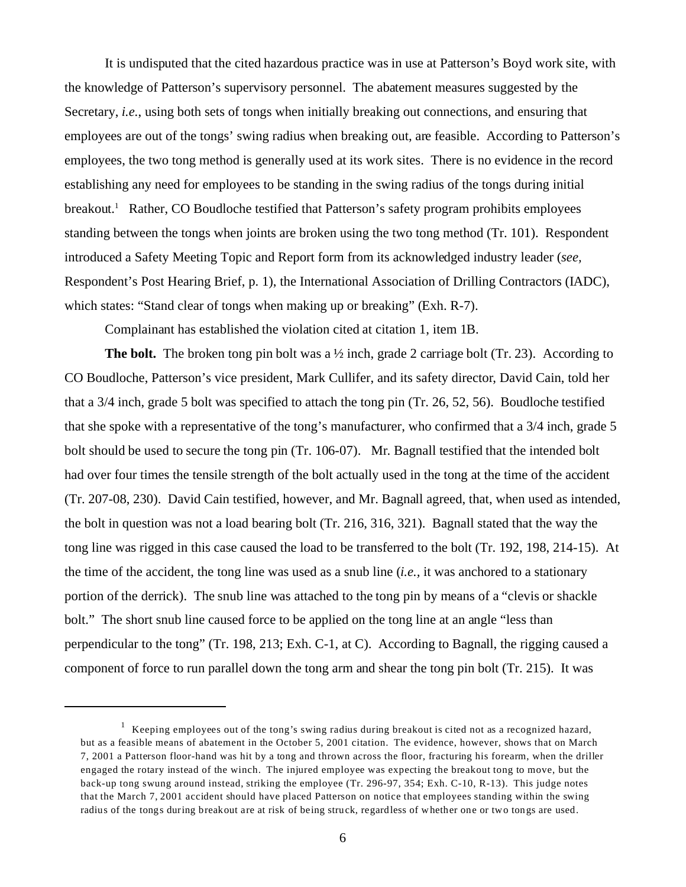It is undisputed that the cited hazardous practice was in use at Patterson's Boyd work site, with the knowledge of Patterson's supervisory personnel. The abatement measures suggested by the Secretary, *i.e.*, using both sets of tongs when initially breaking out connections, and ensuring that employees are out of the tongs' swing radius when breaking out, are feasible. According to Patterson's employees, the two tong method is generally used at its work sites. There is no evidence in the record establishing any need for employees to be standing in the swing radius of the tongs during initial breakout.[1] Rather, CO Boudloche testified that Patterson's safety program prohibits employees standing between the tongs when joints are broken using the two tong method (Tr. 101). Respondent introduced a Safety Meeting Topic and Report form from its acknowledged industry leader (*see,* Respondent's Post Hearing Brief, p. 1), the International Association of Drilling Contractors (IADC), which states: "Stand clear of tongs when making up or breaking" (Exh. R-7).

Complainant has established the violation cited at citation 1, item 1B.

**The bolt.** The broken tong pin bolt was a ½ inch, grade 2 carriage bolt (Tr. 23). According to CO Boudloche, Patterson's vice president, Mark Cullifer, and its safety director, David Cain, told her that a 3/4 inch, grade 5 bolt was specified to attach the tong pin (Tr. 26, 52, 56). Boudloche testified that she spoke with a representative of the tong's manufacturer, who confirmed that a 3/4 inch, grade 5 bolt should be used to secure the tong pin (Tr. 106-07). Mr. Bagnall testified that the intended bolt had over four times the tensile strength of the bolt actually used in the tong at the time of the accident (Tr. 207-08, 230). David Cain testified, however, and Mr. Bagnall agreed, that, when used as intended, the bolt in question was not a load bearing bolt (Tr. 216, 316, 321). Bagnall stated that the way the tong line was rigged in this case caused the load to be transferred to the bolt (Tr. 192, 198, 214-15). At the time of the accident, the tong line was used as a snub line (*i.e.*, it was anchored to a stationary portion of the derrick). The snub line was attached to the tong pin by means of a "clevis or shackle bolt." The short snub line caused force to be applied on the tong line at an angle "less than perpendicular to the tong" (Tr. 198, 213; Exh. C-1, at C). According to Bagnall, the rigging caused a component of force to run parallel down the tong arm and shear the tong pin bolt (Tr. 215). It was

---

[1] Keeping employees out of the tong's swing radius during breakout is cited not as a recognized hazard, but as a feasible means of abatement in the October 5, 2001 citation. The evidence, however, shows that on March 7, 2001 a Patterson floor-hand was hit by a tong and thrown across the floor, fracturing his forearm, when the driller engaged the rotary instead of the winch. The injured employee was expecting the breakout tong to move, but the back-up tong swung around instead, striking the employee (Tr. 296-97, 354; Exh. C-10, R-13). This judge notes that the March 7, 2001 accident should have placed Patterson on notice that employees standing within the swing radius of the tongs during breakout are at risk of being struck, regardless of whether one or two tongs are used.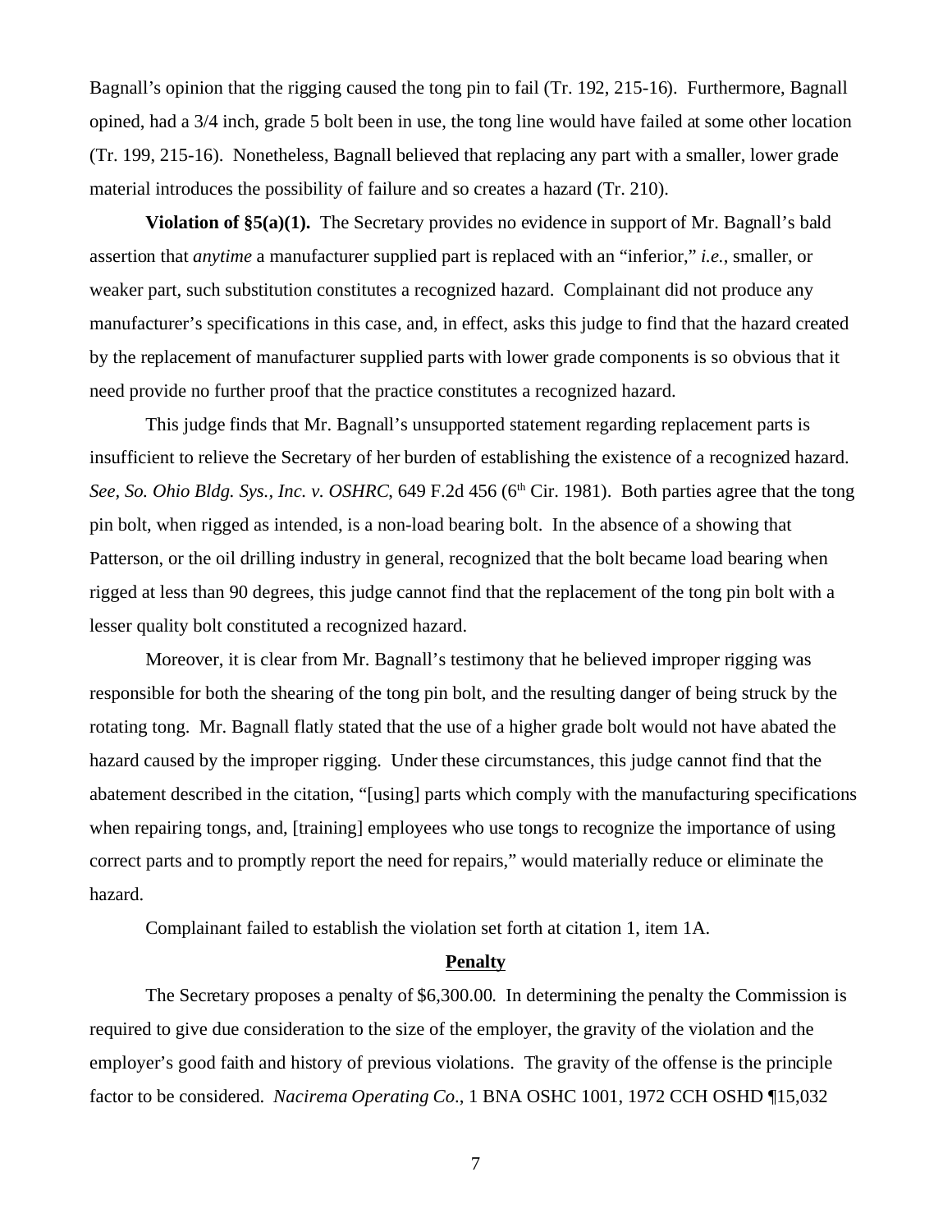Bagnall's opinion that the rigging caused the tong pin to fail (Tr. 192, 215-16). Furthermore, Bagnall opined, had a 3/4 inch, grade 5 bolt been in use, the tong line would have failed at some other location (Tr. 199, 215-16). Nonetheless, Bagnall believed that replacing any part with a smaller, lower grade material introduces the possibility of failure and so creates a hazard (Tr. 210).

**Violation of §5(a)(1).** The Secretary provides no evidence in support of Mr. Bagnall's bald assertion that *anytime* a manufacturer supplied part is replaced with an "inferior," *i.e.*, smaller, or weaker part, such substitution constitutes a recognized hazard. Complainant did not produce any manufacturer's specifications in this case, and, in effect, asks this judge to find that the hazard created by the replacement of manufacturer supplied parts with lower grade components is so obvious that it need provide no further proof that the practice constitutes a recognized hazard.

This judge finds that Mr. Bagnall's unsupported statement regarding replacement parts is insufficient to relieve the Secretary of her burden of establishing the existence of a recognized hazard. *See, So. Ohio Bldg. Sys., Inc. v. OSHRC,* 649 F.2d 456 (6th Cir. 1981). Both parties agree that the tong pin bolt, when rigged as intended, is a non-load bearing bolt. In the absence of a showing that Patterson, or the oil drilling industry in general, recognized that the bolt became load bearing when rigged at less than 90 degrees, this judge cannot find that the replacement of the tong pin bolt with a lesser quality bolt constituted a recognized hazard.

Moreover, it is clear from Mr. Bagnall's testimony that he believed improper rigging was responsible for both the shearing of the tong pin bolt, and the resulting danger of being struck by the rotating tong. Mr. Bagnall flatly stated that the use of a higher grade bolt would not have abated the hazard caused by the improper rigging. Under these circumstances, this judge cannot find that the abatement described in the citation, "[using] parts which comply with the manufacturing specifications when repairing tongs, and, [training] employees who use tongs to recognize the importance of using correct parts and to promptly report the need for repairs," would materially reduce or eliminate the hazard.

Complainant failed to establish the violation set forth at citation 1, item 1A.

## Penalty

The Secretary proposes a penalty of $6,300.00. In determining the penalty the Commission is required to give due consideration to the size of the employer, the gravity of the violation and the employer's good faith and history of previous violations. The gravity of the offense is the principle factor to be considered. *Nacirema Operating Co*., 1 BNA OSHC 1001, 1972 CCH OSHD ¶15,032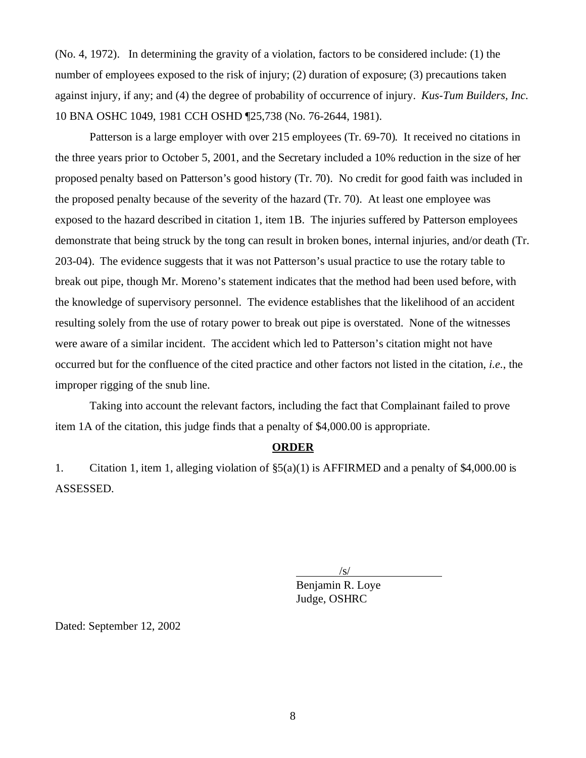(No. 4, 1972). In determining the gravity of a violation, factors to be considered include: (1) the number of employees exposed to the risk of injury; (2) duration of exposure; (3) precautions taken against injury, if any; and (4) the degree of probability of occurrence of injury. *Kus-Tum Builders, Inc.* 10 BNA OSHC 1049, 1981 CCH OSHD ¶25,738 (No. 76-2644, 1981).

Patterson is a large employer with over 215 employees (Tr. 69-70). It received no citations in the three years prior to October 5, 2001, and the Secretary included a 10% reduction in the size of her proposed penalty based on Patterson's good history (Tr. 70). No credit for good faith was included in the proposed penalty because of the severity of the hazard (Tr. 70). At least one employee was exposed to the hazard described in citation 1, item 1B. The injuries suffered by Patterson employees demonstrate that being struck by the tong can result in broken bones, internal injuries, and/or death (Tr. 203-04). The evidence suggests that it was not Patterson's usual practice to use the rotary table to break out pipe, though Mr. Moreno's statement indicates that the method had been used before, with the knowledge of supervisory personnel. The evidence establishes that the likelihood of an accident resulting solely from the use of rotary power to break out pipe is overstated. None of the witnesses were aware of a similar incident. The accident which led to Patterson's citation might not have occurred but for the confluence of the cited practice and other factors not listed in the citation, *i.e.*, the improper rigging of the snub line.

Taking into account the relevant factors, including the fact that Complainant failed to prove item 1A of the citation, this judge finds that a penalty of $4,000.00 is appropriate.

## ORDER

1. Citation 1, item 1, alleging violation of §5(a)(1) is AFFIRMED and a penalty of $4,000.00 is ASSESSED.

/s/
Benjamin R. Loye
Judge, OSHRC

Dated: September 12, 2002